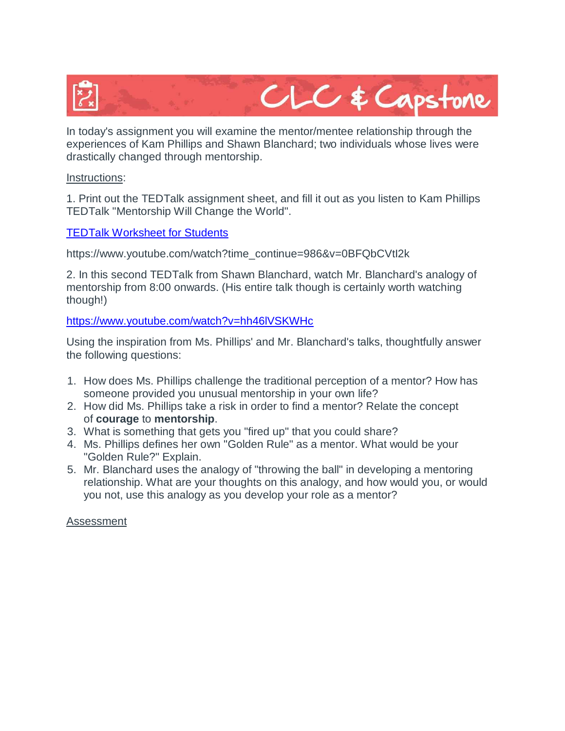# CLC & Capstone

In today's assignment you will examine the mentor/mentee relationship through the experiences of Kam Phillips and Shawn Blanchard; two individuals whose lives were drastically changed through mentorship.

Instructions:

1. Print out the TEDTalk assignment sheet, and fill it out as you listen to Kam Phillips TEDTalk "Mentorship Will Change the World".

[TEDTalk Worksheet for Students]

https://www.youtube.com/watch?time_continue=986&v=0BFQbCVtI2k

2. In this second TEDTalk from Shawn Blanchard, watch Mr. Blanchard's analogy of mentorship from 8:00 onwards. (His entire talk though is certainly worth watching though!)

https://www.youtube.com/watch?v=hh46lVSKWHc

Using the inspiration from Ms. Phillips' and Mr. Blanchard's talks, thoughtfully answer the following questions:

1. How does Ms. Phillips challenge the traditional perception of a mentor? How has someone provided you unusual mentorship in your own life?
2. How did Ms. Phillips take a risk in order to find a mentor? Relate the concept of **courage** to **mentorship**.
3. What is something that gets you "fired up" that you could share?
4. Ms. Phillips defines her own "Golden Rule" as a mentor. What would be your "Golden Rule?" Explain.
5. Mr. Blanchard uses the analogy of "throwing the ball" in developing a mentoring relationship. What are your thoughts on this analogy, and how would you, or would you not, use this analogy as you develop your role as a mentor?

Assessment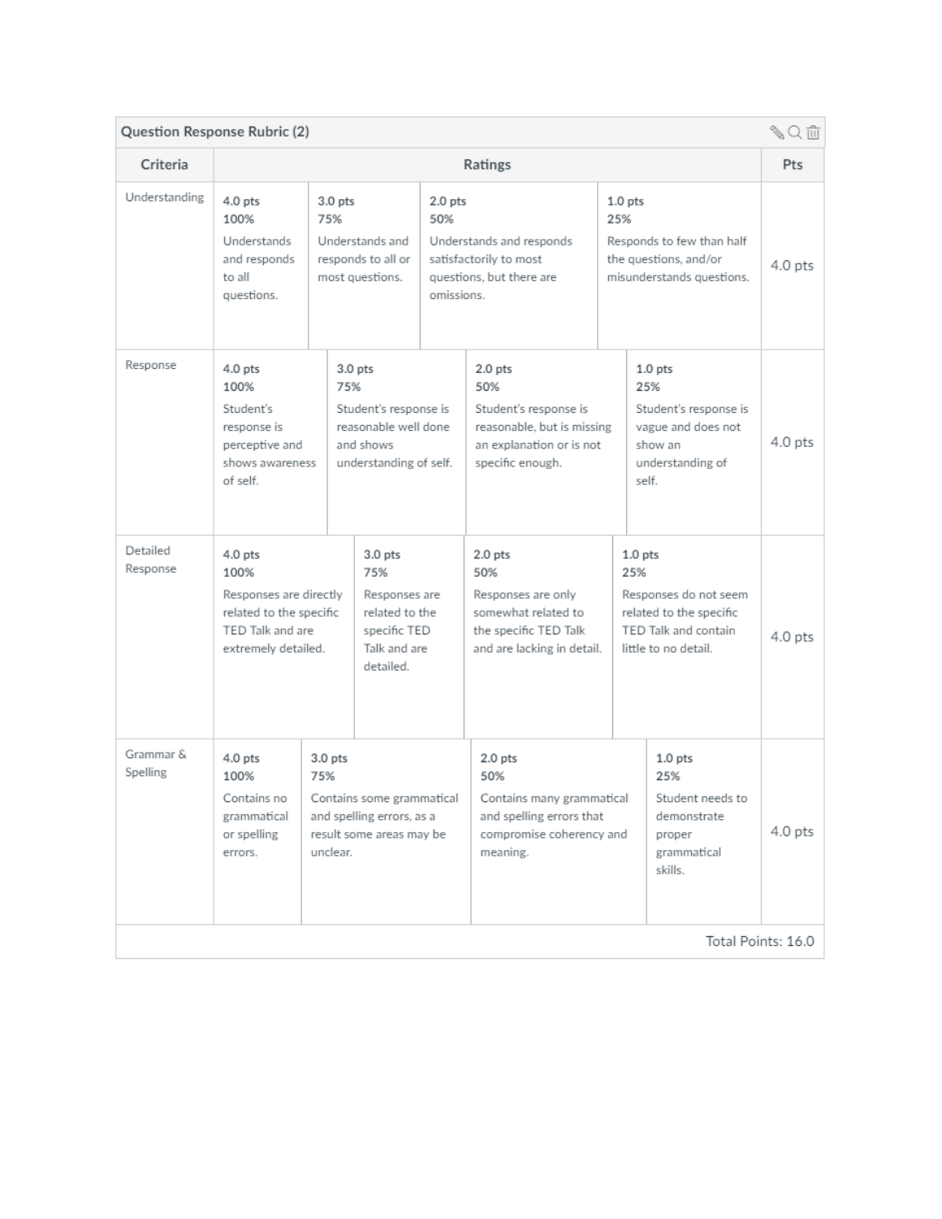| Question Response Rubric (2) | | | | | |
|---|---|---|---|---|---|
| **Criteria** | **Ratings** | | | | **Pts** |
| Understanding | **4.0 pts**<br>**100%**<br>Understands and responds to all questions. | **3.0 pts**<br>**75%**<br>Understands and responds to all or most questions. | **2.0 pts**<br>**50%**<br>Understands and responds satisfactorily to most questions, but there are omissions. | **1.0 pts**<br>**25%**<br>Responds to few than half the questions, and/or misunderstands questions. | 4.0 pts |
| Response | **4.0 pts**<br>**100%**<br>Student's response is perceptive and shows awareness of self. | **3.0 pts**<br>**75%**<br>Student's response is reasonable well done and shows understanding of self. | **2.0 pts**<br>**50%**<br>Student's response is reasonable, but is missing an explanation or is not specific enough. | **1.0 pts**<br>**25%**<br>Student's response is vague and does not show an understanding of self. | 4.0 pts |
| Detailed Response | **4.0 pts**<br>**100%**<br>Responses are directly related to the specific TED Talk and are extremely detailed. | **3.0 pts**<br>**75%**<br>Responses are related to the specific TED Talk and are detailed. | **2.0 pts**<br>**50%**<br>Responses are only somewhat related to the specific TED Talk and are lacking in detail. | **1.0 pts**<br>**25%**<br>Responses do not seem related to the specific TED Talk and contain little to no detail. | 4.0 pts |
| Grammar & Spelling | **4.0 pts**<br>**100%**<br>Contains no grammatical or spelling errors. | **3.0 pts**<br>**75%**<br>Contains some grammatical and spelling errors, as a result some areas may be unclear. | **2.0 pts**<br>**50%**<br>Contains many grammatical and spelling errors that compromise coherency and meaning. | **1.0 pts**<br>**25%**<br>Student needs to demonstrate proper grammatical skills. | 4.0 pts |
| | | | | | Total Points: 16.0 |